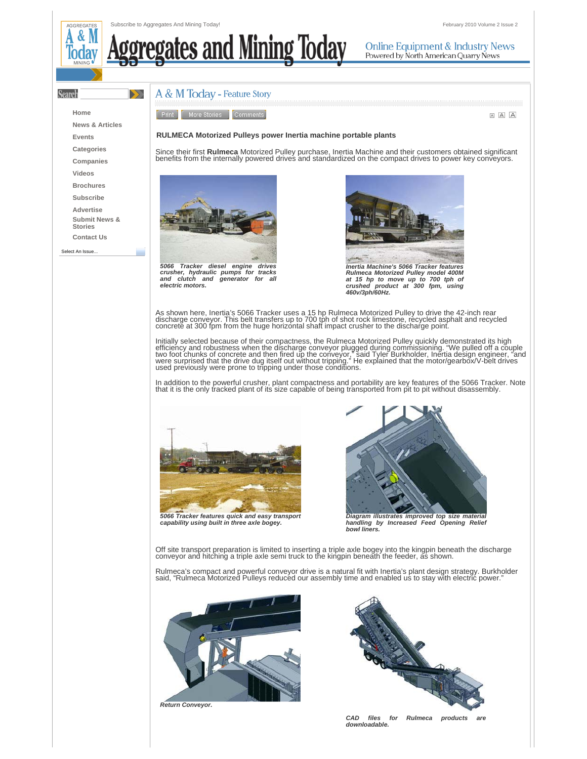# A & M Today - Feature Story

## RULMECA Motorized Pulleys power Inertia machine portable plants

Since their first **Rulmeca** Motorized Pulley purchase, Inertia Machine and their customers obtained significant benefits from the internally powered drives and standardized on the compact drives to power key conveyors.

*5066 Tracker diesel engine drives crusher, hydraulic pumps for tracks and clutch and generator for all electric motors.*

*Inertia Machine's 5066 Tracker features Rulmeca Motorized Pulley model 400M at 15 hp to move up to 700 tph of crushed product at 300 fpm, using 460v/3ph/60Hz.*

As shown here, Inertia's 5066 Tracker uses a 15 hp Rulmeca Motorized Pulley to drive the 42-inch rear discharge conveyor. This belt transfers up to 700 tph of shot rock limestone, recycled asphalt and recycled concrete at 300 fpm from the huge horizontal shaft impact crusher to the discharge point.

Initially selected because of their compactness, the Rulmeca Motorized Pulley quickly demonstrated its high efficiency and robustness when the discharge conveyor plugged during commissioning. "We pulled off a couple two foot chunks of concrete and then fired up the conveyor," said Tyler Burkholder, Inertia design engineer, "and were surprised that the drive dug itself out without tripping." He explained that the motor/gearbox/V-belt drives used previously were prone to tripping under those conditions.

In addition to the powerful crusher, plant compactness and portability are key features of the 5066 Tracker. Note that it is the only tracked plant of its size capable of being transported from pit to pit without disassembly.

*5066 Tracker features quick and easy transport capability using built in three axle bogey.*

*Diagram illustrates improved top size material handling by Increased Feed Opening Relief bowl liners.*

Off site transport preparation is limited to inserting a triple axle bogey into the kingpin beneath the discharge conveyor and hitching a triple axle semi truck to the kingpin beneath the feeder, as shown.

Rulmeca's compact and powerful conveyor drive is a natural fit with Inertia's plant design strategy. Burkholder said, "Rulmeca Motorized Pulleys reduced our assembly time and enabled us to stay with electric power."

*Return Conveyor.*

*CAD files for Rulmeca products are downloadable.*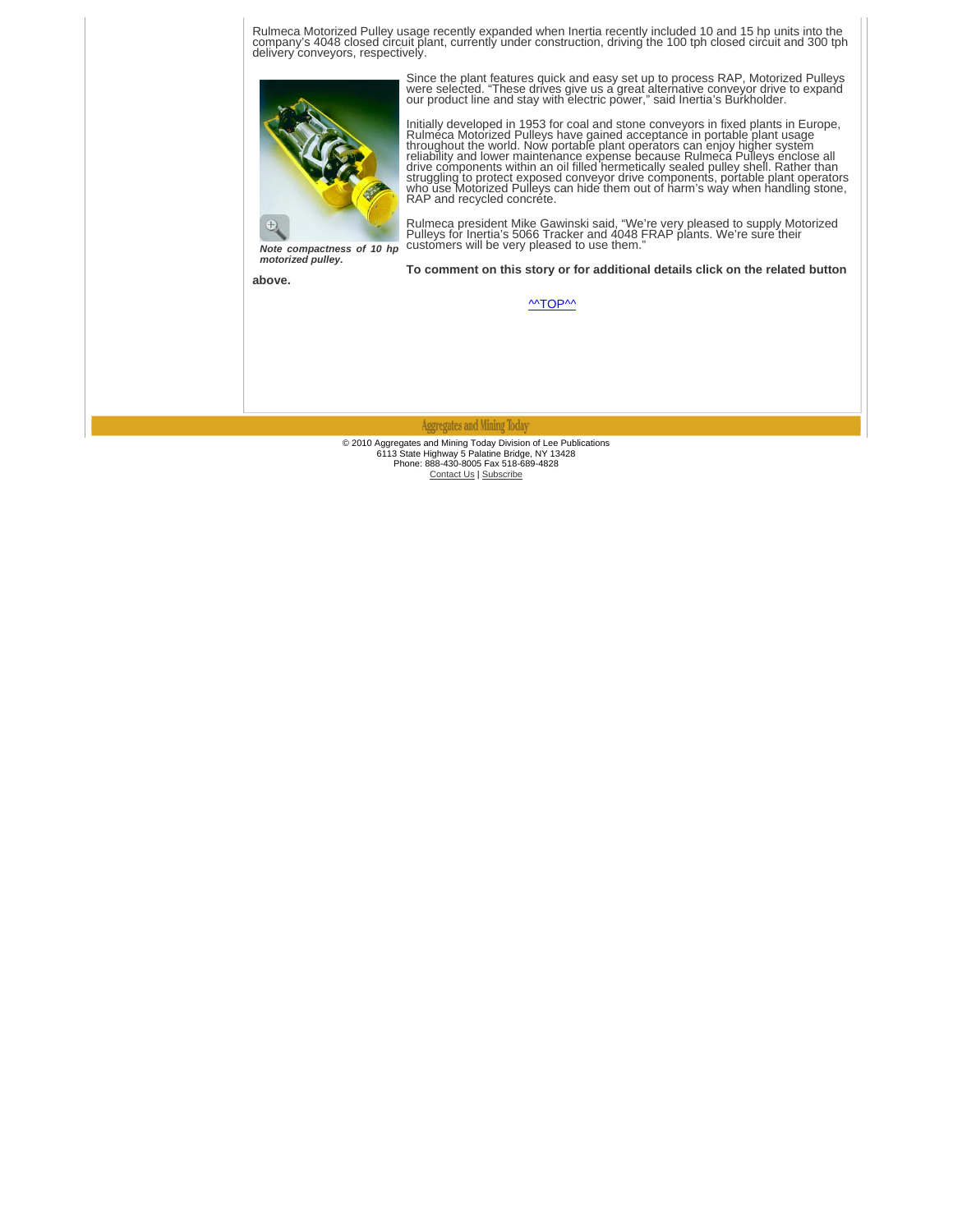Rulmeca Motorized Pulley usage recently expanded when Inertia recently included 10 and 15 hp units into the company's 4048 closed circuit plant, currently under construction, driving the 100 tph closed circuit and 300 tph delivery conveyors, respectively.

Since the plant features quick and easy set up to process RAP, Motorized Pulleys were selected. "These drives give us a great alternative conveyor drive to expand our product line and stay with electric power," said Inertia's Burkholder.

Initially developed in 1953 for coal and stone conveyors in fixed plants in Europe, Rulmeca Motorized Pulleys have gained acceptance in portable plant usage throughout the world. Now portable plant operators can enjoy higher system reliability and lower maintenance expense because Rulmeca Pulleys enclose all drive components within an oil filled hermetically sealed pulley shell. Rather than struggling to protect exposed conveyor drive components, portable plant operators who use Motorized Pulleys can hide them out of harm's way when handling stone, RAP and recycled concrete.

*Note compactness of 10 hp motorized pulley.*

Rulmeca president Mike Gawinski said, "We're very pleased to supply Motorized Pulleys for Inertia's 5066 Tracker and 4048 FRAP plants. We're sure their customers will be very pleased to use them."

**To comment on this story or for additional details click on the related button above.**

^^TOP^^

Aggregates and Mining Today

© 2010 Aggregates and Mining Today Division of Lee Publications
6113 State Highway 5 Palatine Bridge, NY 13428
Phone: 888-430-8005 Fax 518-689-4828
Contact Us | Subscribe